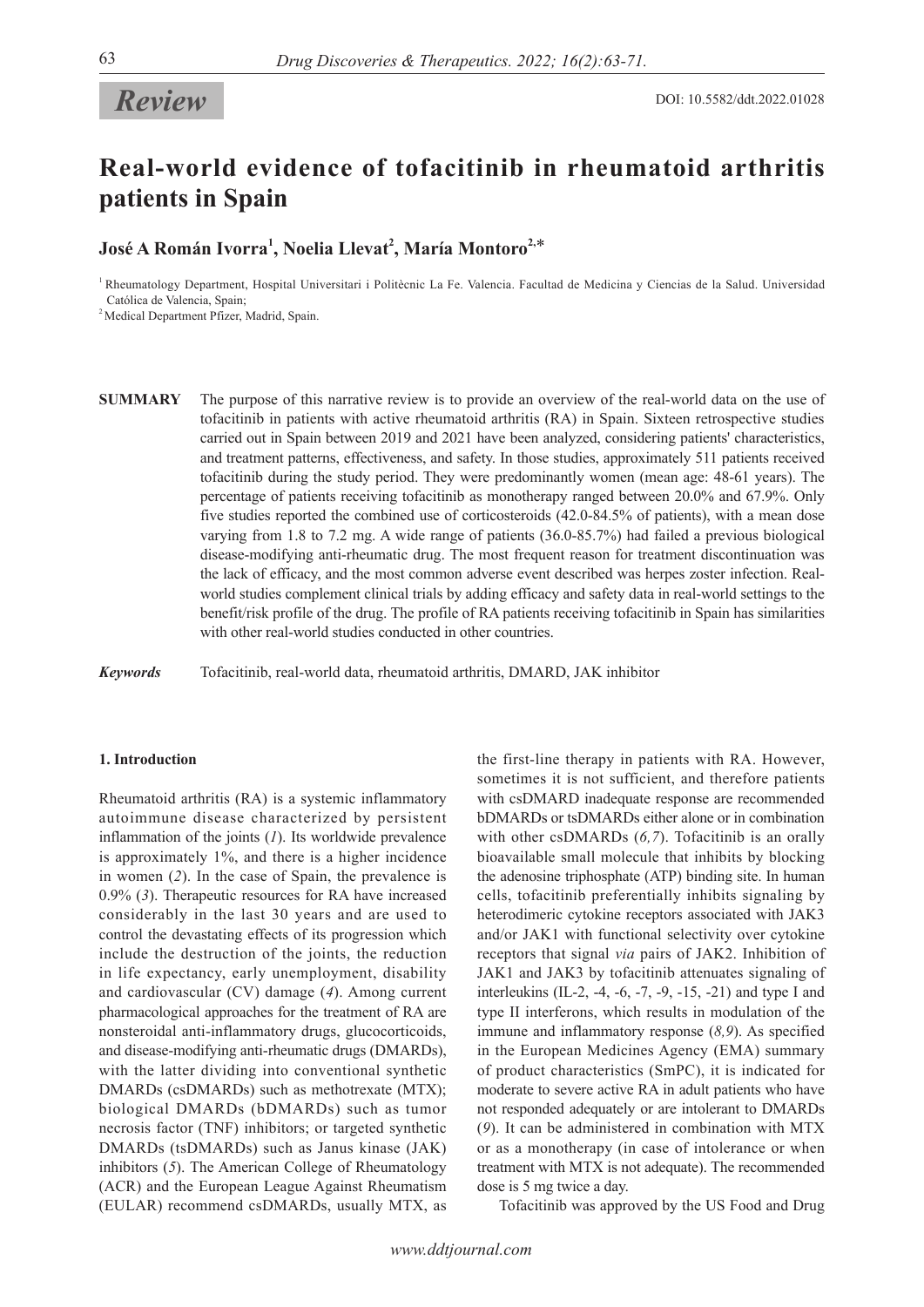*Review*

DOI: 10.5582/ddt.2022.01028

# Real-world evidence of tofacitinib in rheumatoid arthritis patients in Spain

**José A Román Ivorra[1], Noelia Llevat[2], María Montoro[2,*]**

[1] Rheumatology Department, Hospital Universitari i Politècnic La Fe. Valencia. Facultad de Medicina y Ciencias de la Salud. Universidad Católica de Valencia, Spain;

[2] Medical Department Pfizer, Madrid, Spain.

**SUMMARY** The purpose of this narrative review is to provide an overview of the real-world data on the use of tofacitinib in patients with active rheumatoid arthritis (RA) in Spain. Sixteen retrospective studies carried out in Spain between 2019 and 2021 have been analyzed, considering patients' characteristics, and treatment patterns, effectiveness, and safety. In those studies, approximately 511 patients received tofacitinib during the study period. They were predominantly women (mean age: 48-61 years). The percentage of patients receiving tofacitinib as monotherapy ranged between 20.0% and 67.9%. Only five studies reported the combined use of corticosteroids (42.0-84.5% of patients), with a mean dose varying from 1.8 to 7.2 mg. A wide range of patients (36.0-85.7%) had failed a previous biological disease-modifying anti-rheumatic drug. The most frequent reason for treatment discontinuation was the lack of efficacy, and the most common adverse event described was herpes zoster infection. Real-world studies complement clinical trials by adding efficacy and safety data in real-world settings to the benefit/risk profile of the drug. The profile of RA patients receiving tofacitinib in Spain has similarities with other real-world studies conducted in other countries.

***Keywords*** Tofacitinib, real-world data, rheumatoid arthritis, DMARD, JAK inhibitor

## 1. Introduction

Rheumatoid arthritis (RA) is a systemic inflammatory autoimmune disease characterized by persistent inflammation of the joints (*1*). Its worldwide prevalence is approximately 1%, and there is a higher incidence in women (*2*). In the case of Spain, the prevalence is 0.9% (*3*). Therapeutic resources for RA have increased considerably in the last 30 years and are used to control the devastating effects of its progression which include the destruction of the joints, the reduction in life expectancy, early unemployment, disability and cardiovascular (CV) damage (*4*). Among current pharmacological approaches for the treatment of RA are nonsteroidal anti-inflammatory drugs, glucocorticoids, and disease-modifying anti-rheumatic drugs (DMARDs), with the latter dividing into conventional synthetic DMARDs (csDMARDs) such as methotrexate (MTX); biological DMARDs (bDMARDs) such as tumor necrosis factor (TNF) inhibitors; or targeted synthetic DMARDs (tsDMARDs) such as Janus kinase (JAK) inhibitors (*5*). The American College of Rheumatology (ACR) and the European League Against Rheumatism (EULAR) recommend csDMARDs, usually MTX, as the first-line therapy in patients with RA. However, sometimes it is not sufficient, and therefore patients with csDMARD inadequate response are recommended bDMARDs or tsDMARDs either alone or in combination with other csDMARDs (*6,7*). Tofacitinib is an orally bioavailable small molecule that inhibits by blocking the adenosine triphosphate (ATP) binding site. In human cells, tofacitinib preferentially inhibits signaling by heterodimeric cytokine receptors associated with JAK3 and/or JAK1 with functional selectivity over cytokine receptors that signal *via* pairs of JAK2. Inhibition of JAK1 and JAK3 by tofacitinib attenuates signaling of interleukins (IL-2, -4, -6, -7, -9, -15, -21) and type I and type II interferons, which results in modulation of the immune and inflammatory response (*8,9*). As specified in the European Medicines Agency (EMA) summary of product characteristics (SmPC), it is indicated for moderate to severe active RA in adult patients who have not responded adequately or are intolerant to DMARDs (*9*). It can be administered in combination with MTX or as a monotherapy (in case of intolerance or when treatment with MTX is not adequate). The recommended dose is 5 mg twice a day.

Tofacitinib was approved by the US Food and Drug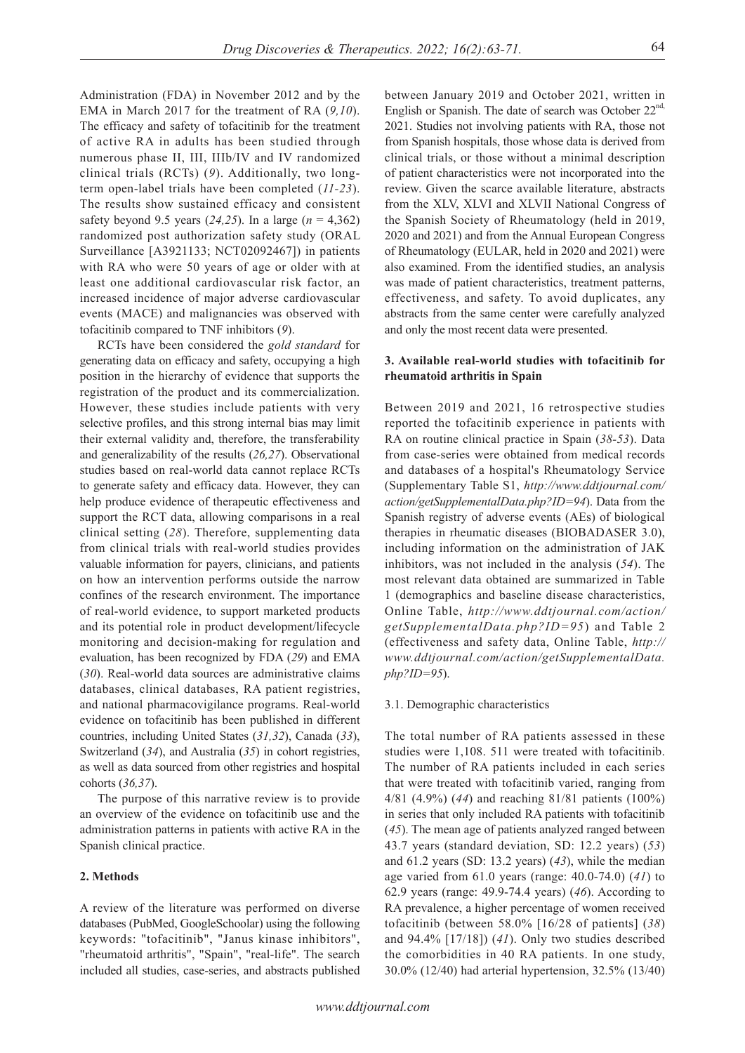Administration (FDA) in November 2012 and by the EMA in March 2017 for the treatment of RA (*9,10*). The efficacy and safety of tofacitinib for the treatment of active RA in adults has been studied through numerous phase II, III, IIIb/IV and IV randomized clinical trials (RCTs) (*9*). Additionally, two long-term open-label trials have been completed (*11-23*). The results show sustained efficacy and consistent safety beyond 9.5 years (*24,25*). In a large ($n$ = 4,362) randomized post authorization safety study (ORAL Surveillance [A3921133; NCT02092467]) in patients with RA who were 50 years of age or older with at least one additional cardiovascular risk factor, an increased incidence of major adverse cardiovascular events (MACE) and malignancies was observed with tofacitinib compared to TNF inhibitors (*9*).

RCTs have been considered the *gold standard* for generating data on efficacy and safety, occupying a high position in the hierarchy of evidence that supports the registration of the product and its commercialization. However, these studies include patients with very selective profiles, and this strong internal bias may limit their external validity and, therefore, the transferability and generalizability of the results (*26,27*). Observational studies based on real-world data cannot replace RCTs to generate safety and efficacy data. However, they can help produce evidence of therapeutic effectiveness and support the RCT data, allowing comparisons in a real clinical setting (*28*). Therefore, supplementing data from clinical trials with real-world studies provides valuable information for payers, clinicians, and patients on how an intervention performs outside the narrow confines of the research environment. The importance of real-world evidence, to support marketed products and its potential role in product development/lifecycle monitoring and decision-making for regulation and evaluation, has been recognized by FDA (*29*) and EMA (*30*). Real-world data sources are administrative claims databases, clinical databases, RA patient registries, and national pharmacovigilance programs. Real-world evidence on tofacitinib has been published in different countries, including United States (*31,32*), Canada (*33*), Switzerland (*34*), and Australia (*35*) in cohort registries, as well as data sourced from other registries and hospital cohorts (*36,37*).

The purpose of this narrative review is to provide an overview of the evidence on tofacitinib use and the administration patterns in patients with active RA in the Spanish clinical practice.

## 2. Methods

A review of the literature was performed on diverse databases (PubMed, GoogleSchoolar) using the following keywords: "tofacitinib", "Janus kinase inhibitors", "rheumatoid arthritis", "Spain", "real-life". The search included all studies, case-series, and abstracts published between January 2019 and October 2021, written in English or Spanish. The date of search was October 22nd, 2021. Studies not involving patients with RA, those not from Spanish hospitals, those whose data is derived from clinical trials, or those without a minimal description of patient characteristics were not incorporated into the review. Given the scarce available literature, abstracts from the XLV, XLVI and XLVII National Congress of the Spanish Society of Rheumatology (held in 2019, 2020 and 2021) and from the Annual European Congress of Rheumatology (EULAR, held in 2020 and 2021) were also examined. From the identified studies, an analysis was made of patient characteristics, treatment patterns, effectiveness, and safety. To avoid duplicates, any abstracts from the same center were carefully analyzed and only the most recent data were presented.

## 3. Available real-world studies with tofacitinib for rheumatoid arthritis in Spain

Between 2019 and 2021, 16 retrospective studies reported the tofacitinib experience in patients with RA on routine clinical practice in Spain (*38-53*). Data from case-series were obtained from medical records and databases of a hospital's Rheumatology Service (Supplementary Table S1, *http://www.ddtjournal.com/action/getSupplementalData.php?ID=94*). Data from the Spanish registry of adverse events (AEs) of biological therapies in rheumatic diseases (BIOBADASER 3.0), including information on the administration of JAK inhibitors, was not included in the analysis (*54*). The most relevant data obtained are summarized in Table 1 (demographics and baseline disease characteristics, Online Table, *http://www.ddtjournal.com/action/getSupplementalData.php?ID=95*) and Table 2 (effectiveness and safety data, Online Table, *http://www.ddtjournal.com/action/getSupplementalData.php?ID=95*).

### 3.1. Demographic characteristics

The total number of RA patients assessed in these studies were 1,108. 511 were treated with tofacitinib. The number of RA patients included in each series that were treated with tofacitinib varied, ranging from 4/81 (4.9%) (*44*) and reaching 81/81 patients (100%) in series that only included RA patients with tofacitinib (*45*). The mean age of patients analyzed ranged between 43.7 years (standard deviation, SD: 12.2 years) (*53*) and 61.2 years (SD: 13.2 years) (*43*), while the median age varied from 61.0 years (range: 40.0-74.0) (*41*) to 62.9 years (range: 49.9-74.4 years) (*46*). According to RA prevalence, a higher percentage of women received tofacitinib (between 58.0% [16/28 of patients] (*38*) and 94.4% [17/18]) (*41*). Only two studies described the comorbidities in 40 RA patients. In one study, 30.0% (12/40) had arterial hypertension, 32.5% (13/40)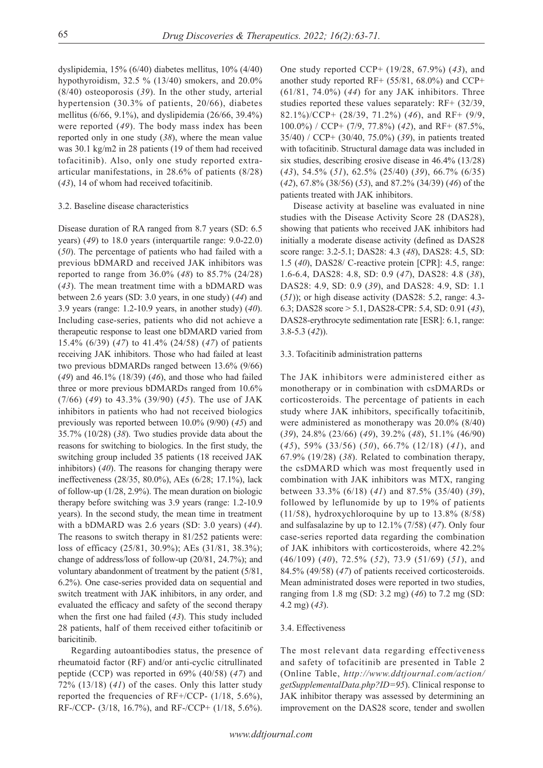dyslipidemia, 15% (6/40) diabetes mellitus, 10% (4/40) hypothyroidism, 32.5 % (13/40) smokers, and 20.0% (8/40) osteoporosis (*39*). In the other study, arterial hypertension (30.3% of patients, 20/66), diabetes mellitus (6/66, 9.1%), and dyslipidemia (26/66, 39.4%) were reported (*49*). The body mass index has been reported only in one study (*38*), where the mean value was 30.1 kg/m2 in 28 patients (19 of them had received tofacitinib). Also, only one study reported extra-articular manifestations, in 28.6% of patients (8/28) (*43*), 14 of whom had received tofacitinib.

### 3.2. Baseline disease characteristics

Disease duration of RA ranged from 8.7 years (SD: 6.5 years) (*49*) to 18.0 years (interquartile range: 9.0-22.0) (*50*). The percentage of patients who had failed with a previous bDMARD and received JAK inhibitors was reported to range from 36.0% (*48*) to 85.7% (24/28) (*43*). The mean treatment time with a bDMARD was between 2.6 years (SD: 3.0 years, in one study) (*44*) and 3.9 years (range: 1.2-10.9 years, in another study) (*40*). Including case-series, patients who did not achieve a therapeutic response to least one bDMARD varied from 15.4% (6/39) (*47*) to 41.4% (24/58) (*47*) of patients receiving JAK inhibitors. Those who had failed at least two previous bDMARDs ranged between 13.6% (9/66) (*49*) and 46.1% (18/39) (*46*), and those who had failed three or more previous bDMARDs ranged from 10.6% (7/66) (*49*) to 43.3% (39/90) (*45*). The use of JAK inhibitors in patients who had not received biologics previously was reported between 10.0% (9/90) (*45*) and 35.7% (10/28) (*38*). Two studies provide data about the reasons for switching to biologics. In the first study, the switching group included 35 patients (18 received JAK inhibitors) (*40*). The reasons for changing therapy were ineffectiveness (28/35, 80.0%), AEs (6/28; 17.1%), lack of follow-up (1/28, 2.9%). The mean duration on biologic therapy before switching was 3.9 years (range: 1.2-10.9 years). In the second study, the mean time in treatment with a bDMARD was 2.6 years (SD: 3.0 years) (*44*). The reasons to switch therapy in 81/252 patients were: loss of efficacy (25/81, 30.9%); AEs (31/81, 38.3%); change of address/loss of follow-up (20/81, 24.7%); and voluntary abandonment of treatment by the patient (5/81, 6.2%). One case-series provided data on sequential and switch treatment with JAK inhibitors, in any order, and evaluated the efficacy and safety of the second therapy when the first one had failed (*43*). This study included 28 patients, half of them received either tofacitinib or baricitinib.

Regarding autoantibodies status, the presence of rheumatoid factor (RF) and/or anti-cyclic citrullinated peptide (CCP) was reported in 69% (40/58) (*47*) and 72% (13/18) (*41*) of the cases. Only this latter study reported the frequencies of RF+/CCP- (1/18, 5.6%), RF-/CCP- (3/18, 16.7%), and RF-/CCP+ (1/18, 5.6%). One study reported CCP+ (19/28, 67.9%) (*43*), and another study reported RF+ (55/81, 68.0%) and CCP+ (61/81, 74.0%) (*44*) for any JAK inhibitors. Three studies reported these values separately: RF+ (32/39, 82.1%)/CCP+ (28/39, 71.2%) (*46*), and RF+ (9/9, 100.0%) / CCP+ (7/9, 77.8%) (*42*), and RF+ (87.5%, 35/40) / CCP+ (30/40, 75.0%) (*39*), in patients treated with tofacitinib. Structural damage data was included in six studies, describing erosive disease in 46.4% (13/28) (*43*), 54.5% (*51*), 62.5% (25/40) (*39*), 66.7% (6/35) (*42*), 67.8% (38/56) (*53*), and 87.2% (34/39) (*46*) of the patients treated with JAK inhibitors.

Disease activity at baseline was evaluated in nine studies with the Disease Activity Score 28 (DAS28), showing that patients who received JAK inhibitors had initially a moderate disease activity (defined as DAS28 score range: 3.2-5.1; DAS28: 4.3 (*48*), DAS28: 4.5, SD: 1.5 (*40*), DAS28/ C-reactive protein [CPR]: 4.5, range: 1.6-6.4, DAS28: 4.8, SD: 0.9 (*47*), DAS28: 4.8 (*38*), DAS28: 4.9, SD: 0.9 (*39*), and DAS28: 4.9, SD: 1.1 (*51*)); or high disease activity (DAS28: 5.2, range: 4.3-6.3; DAS28 score > 5.1, DAS28-CPR: 5.4, SD: 0.91 (*43*), DAS28-erythrocyte sedimentation rate [ESR]: 6.1, range: 3.8-5.3 (*42*)).

### 3.3. Tofacitinib administration patterns

The JAK inhibitors were administered either as monotherapy or in combination with csDMARDs or corticosteroids. The percentage of patients in each study where JAK inhibitors, specifically tofacitinib, were administered as monotherapy was 20.0% (8/40) (*39*), 24.8% (23/66) (*49*), 39.2% (*48*), 51.1% (46/90) (*45*), 59% (33/56) (*50*), 66.7% (12/18) (*41*), and 67.9% (19/28) (*38*). Related to combination therapy, the csDMARD which was most frequently used in combination with JAK inhibitors was MTX, ranging between 33.3% (6/18) (*41*) and 87.5% (35/40) (*39*), followed by leflunomide by up to 19% of patients (11/58), hydroxychloroquine by up to 13.8% (8/58) and sulfasalazine by up to 12.1% (7/58) (*47*). Only four case-series reported data regarding the combination of JAK inhibitors with corticosteroids, where 42.2% (46/109) (*40*), 72.5% (*52*), 73.9 (51/69) (*51*), and 84.5% (49/58) (*47*) of patients received corticosteroids. Mean administrated doses were reported in two studies, ranging from 1.8 mg (SD: 3.2 mg) (*46*) to 7.2 mg (SD: 4.2 mg) (*43*).

### 3.4. Effectiveness

The most relevant data regarding effectiveness and safety of tofacitinib are presented in Table 2 (Online Table, *http://www.ddtjournal.com/action/getSupplementalData.php?ID=95*). Clinical response to JAK inhibitor therapy was assessed by determining an improvement on the DAS28 score, tender and swollen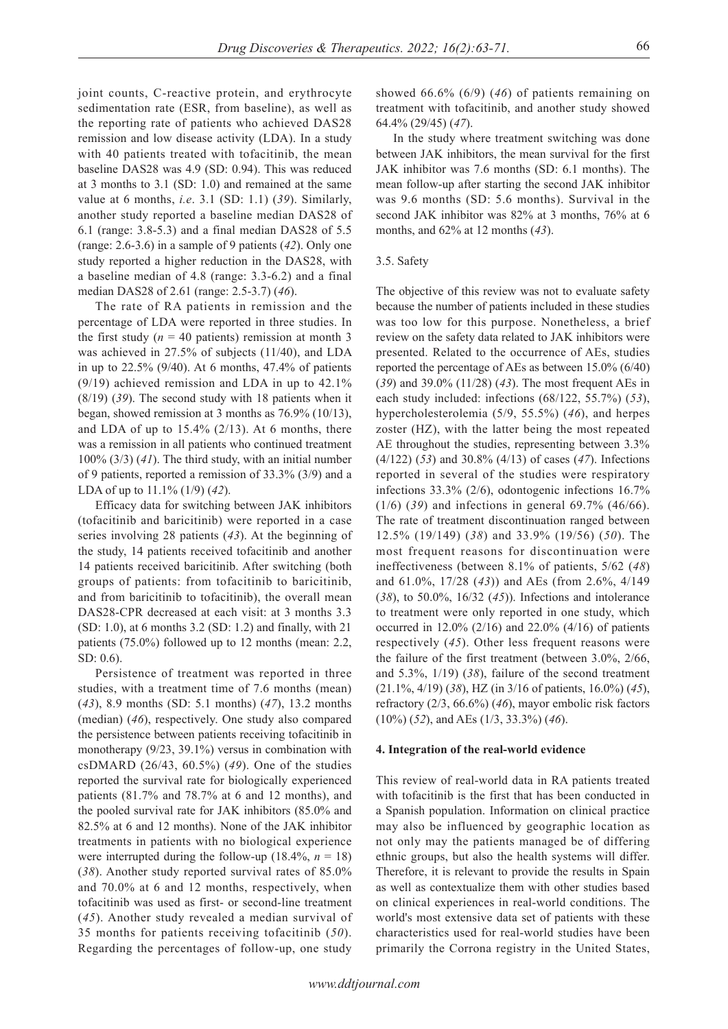joint counts, C-reactive protein, and erythrocyte sedimentation rate (ESR, from baseline), as well as the reporting rate of patients who achieved DAS28 remission and low disease activity (LDA). In a study with 40 patients treated with tofacitinib, the mean baseline DAS28 was 4.9 (SD: 0.94). This was reduced at 3 months to 3.1 (SD: 1.0) and remained at the same value at 6 months, *i.e*. 3.1 (SD: 1.1) (*39*). Similarly, another study reported a baseline median DAS28 of 6.1 (range: 3.8-5.3) and a final median DAS28 of 5.5 (range: 2.6-3.6) in a sample of 9 patients (*42*). Only one study reported a higher reduction in the DAS28, with a baseline median of 4.8 (range: 3.3-6.2) and a final median DAS28 of 2.61 (range: 2.5-3.7) (*46*).

The rate of RA patients in remission and the percentage of LDA were reported in three studies. In the first study ($n$ = 40 patients) remission at month 3 was achieved in 27.5% of subjects (11/40), and LDA in up to 22.5% (9/40). At 6 months, 47.4% of patients (9/19) achieved remission and LDA in up to 42.1% (8/19) (*39*). The second study with 18 patients when it began, showed remission at 3 months as 76.9% (10/13), and LDA of up to 15.4% (2/13). At 6 months, there was a remission in all patients who continued treatment 100% (3/3) (*41*). The third study, with an initial number of 9 patients, reported a remission of 33.3% (3/9) and a LDA of up to 11.1% (1/9) (*42*).

Efficacy data for switching between JAK inhibitors (tofacitinib and baricitinib) were reported in a case series involving 28 patients (*43*). At the beginning of the study, 14 patients received tofacitinib and another 14 patients received baricitinib. After switching (both groups of patients: from tofacitinib to baricitinib, and from baricitinib to tofacitinib), the overall mean DAS28-CPR decreased at each visit: at 3 months 3.3 (SD: 1.0), at 6 months 3.2 (SD: 1.2) and finally, with 21 patients (75.0%) followed up to 12 months (mean: 2.2, SD: 0.6).

Persistence of treatment was reported in three studies, with a treatment time of 7.6 months (mean) (*43*), 8.9 months (SD: 5.1 months) (*47*), 13.2 months (median) (*46*), respectively. One study also compared the persistence between patients receiving tofacitinib in monotherapy (9/23, 39.1%) versus in combination with csDMARD (26/43, 60.5%) (*49*). One of the studies reported the survival rate for biologically experienced patients (81.7% and 78.7% at 6 and 12 months), and the pooled survival rate for JAK inhibitors (85.0% and 82.5% at 6 and 12 months). None of the JAK inhibitor treatments in patients with no biological experience were interrupted during the follow-up (18.4%, $n$ = 18) (*38*). Another study reported survival rates of 85.0% and 70.0% at 6 and 12 months, respectively, when tofacitinib was used as first- or second-line treatment (*45*). Another study revealed a median survival of 35 months for patients receiving tofacitinib (*50*). Regarding the percentages of follow-up, one study showed 66.6% (6/9) (*46*) of patients remaining on treatment with tofacitinib, and another study showed 64.4% (29/45) (*47*).

In the study where treatment switching was done between JAK inhibitors, the mean survival for the first JAK inhibitor was 7.6 months (SD: 6.1 months). The mean follow-up after starting the second JAK inhibitor was 9.6 months (SD: 5.6 months). Survival in the second JAK inhibitor was 82% at 3 months, 76% at 6 months, and 62% at 12 months (*43*).

### 3.5. Safety

The objective of this review was not to evaluate safety because the number of patients included in these studies was too low for this purpose. Nonetheless, a brief review on the safety data related to JAK inhibitors were presented. Related to the occurrence of AEs, studies reported the percentage of AEs as between 15.0% (6/40) (*39*) and 39.0% (11/28) (*43*). The most frequent AEs in each study included: infections (68/122, 55.7%) (*53*), hypercholesterolemia (5/9, 55.5%) (*46*), and herpes zoster (HZ), with the latter being the most repeated AE throughout the studies, representing between 3.3% (4/122) (*53*) and 30.8% (4/13) of cases (*47*). Infections reported in several of the studies were respiratory infections 33.3% (2/6), odontogenic infections 16.7% (1/6) (*39*) and infections in general 69.7% (46/66). The rate of treatment discontinuation ranged between 12.5% (19/149) (*38*) and 33.9% (19/56) (*50*). The most frequent reasons for discontinuation were ineffectiveness (between 8.1% of patients, 5/62 (*48*) and 61.0%, 17/28 (*43*)) and AEs (from 2.6%, 4/149 (*38*), to 50.0%, 16/32 (*45*)). Infections and intolerance to treatment were only reported in one study, which occurred in 12.0% (2/16) and 22.0% (4/16) of patients respectively (*45*). Other less frequent reasons were the failure of the first treatment (between 3.0%, 2/66, and 5.3%, 1/19) (*38*), failure of the second treatment (21.1%, 4/19) (*38*), HZ (in 3/16 of patients, 16.0%) (*45*), refractory (2/3, 66.6%) (*46*), mayor embolic risk factors (10%) (*52*), and AEs (1/3, 33.3%) (*46*).

## 4. Integration of the real-world evidence

This review of real-world data in RA patients treated with tofacitinib is the first that has been conducted in a Spanish population. Information on clinical practice may also be influenced by geographic location as not only may the patients managed be of differing ethnic groups, but also the health systems will differ. Therefore, it is relevant to provide the results in Spain as well as contextualize them with other studies based on clinical experiences in real-world conditions. The world's most extensive data set of patients with these characteristics used for real-world studies have been primarily the Corrona registry in the United States,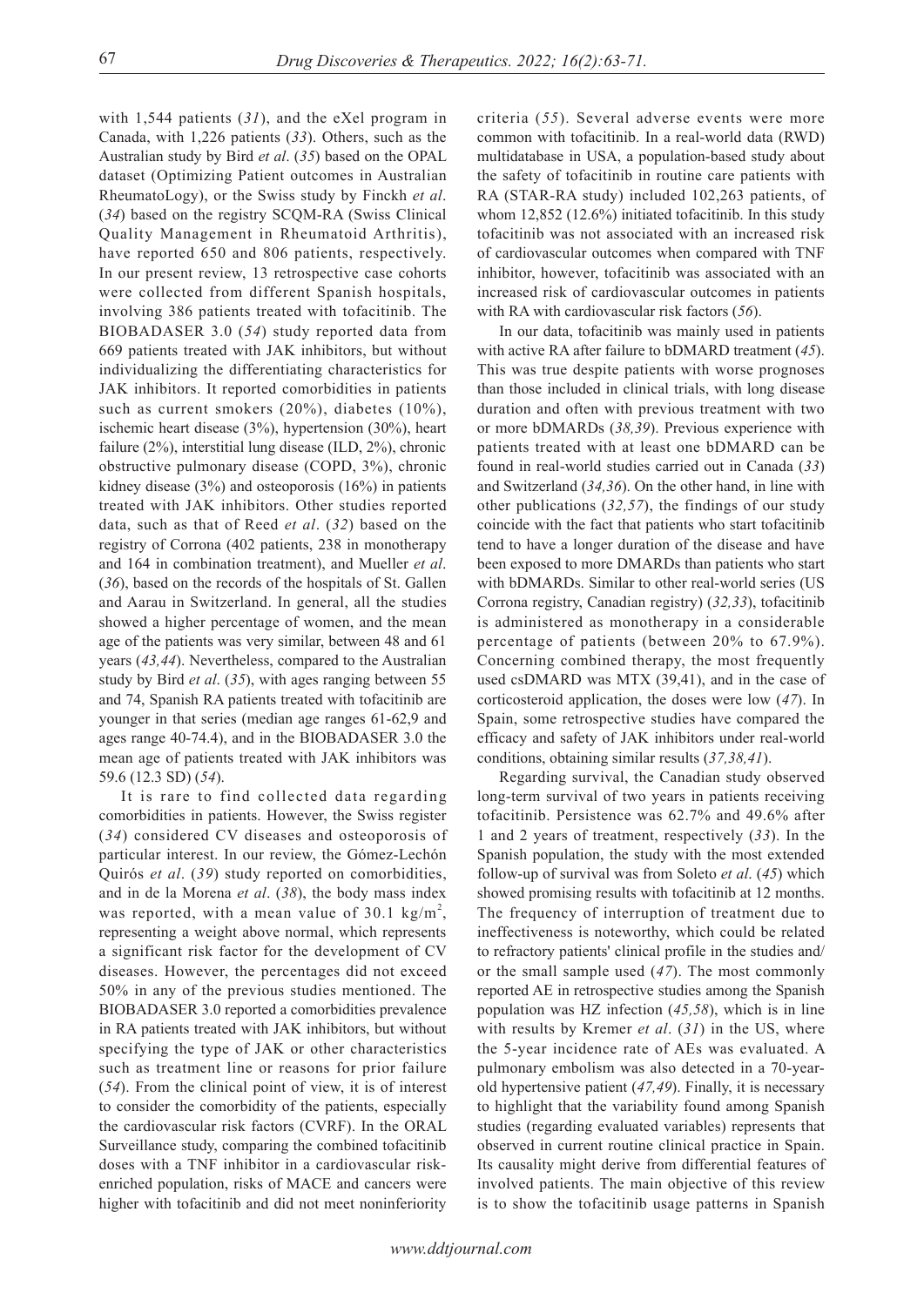with 1,544 patients (*31*), and the eXel program in Canada, with 1,226 patients (*33*). Others, such as the Australian study by Bird *et al*. (*35*) based on the OPAL dataset (Optimizing Patient outcomes in Australian RheumatoLogy), or the Swiss study by Finckh *et al*. (*34*) based on the registry SCQM-RA (Swiss Clinical Quality Management in Rheumatoid Arthritis), have reported 650 and 806 patients, respectively. In our present review, 13 retrospective case cohorts were collected from different Spanish hospitals, involving 386 patients treated with tofacitinib. The BIOBADASER 3.0 (*54*) study reported data from 669 patients treated with JAK inhibitors, but without individualizing the differentiating characteristics for JAK inhibitors. It reported comorbidities in patients such as current smokers (20%), diabetes (10%), ischemic heart disease (3%), hypertension (30%), heart failure (2%), interstitial lung disease (ILD, 2%), chronic obstructive pulmonary disease (COPD, 3%), chronic kidney disease (3%) and osteoporosis (16%) in patients treated with JAK inhibitors. Other studies reported data, such as that of Reed *et al*. (*32*) based on the registry of Corrona (402 patients, 238 in monotherapy and 164 in combination treatment), and Mueller *et al*. (*36*), based on the records of the hospitals of St. Gallen and Aarau in Switzerland. In general, all the studies showed a higher percentage of women, and the mean age of the patients was very similar, between 48 and 61 years (*43,44*). Nevertheless, compared to the Australian study by Bird *et al*. (*35*), with ages ranging between 55 and 74, Spanish RA patients treated with tofacitinib are younger in that series (median age ranges 61-62,9 and ages range 40-74.4), and in the BIOBADASER 3.0 the mean age of patients treated with JAK inhibitors was 59.6 (12.3 SD) (*54*).

It is rare to find collected data regarding comorbidities in patients. However, the Swiss register (*34*) considered CV diseases and osteoporosis of particular interest. In our review, the Gómez-Lechón Quirós *et al*. (*39*) study reported on comorbidities, and in de la Morena *et al*. (*38*), the body mass index was reported, with a mean value of 30.1 kg/m$^2$, representing a weight above normal, which represents a significant risk factor for the development of CV diseases. However, the percentages did not exceed 50% in any of the previous studies mentioned. The BIOBADASER 3.0 reported a comorbidities prevalence in RA patients treated with JAK inhibitors, but without specifying the type of JAK or other characteristics such as treatment line or reasons for prior failure (*54*). From the clinical point of view, it is of interest to consider the comorbidity of the patients, especially the cardiovascular risk factors (CVRF). In the ORAL Surveillance study, comparing the combined tofacitinib doses with a TNF inhibitor in a cardiovascular risk-enriched population, risks of MACE and cancers were higher with tofacitinib and did not meet noninferiority criteria (*55*). Several adverse events were more common with tofacitinib. In a real-world data (RWD) multidatabase in USA, a population-based study about the safety of tofacitinib in routine care patients with RA (STAR-RA study) included 102,263 patients, of whom 12,852 (12.6%) initiated tofacitinib. In this study tofacitinib was not associated with an increased risk of cardiovascular outcomes when compared with TNF inhibitor, however, tofacitinib was associated with an increased risk of cardiovascular outcomes in patients with RA with cardiovascular risk factors (*56*).

In our data, tofacitinib was mainly used in patients with active RA after failure to bDMARD treatment (*45*). This was true despite patients with worse prognoses than those included in clinical trials, with long disease duration and often with previous treatment with two or more bDMARDs (*38,39*). Previous experience with patients treated with at least one bDMARD can be found in real-world studies carried out in Canada (*33*) and Switzerland (*34,36*). On the other hand, in line with other publications (*32,57*), the findings of our study coincide with the fact that patients who start tofacitinib tend to have a longer duration of the disease and have been exposed to more DMARDs than patients who start with bDMARDs. Similar to other real-world series (US Corrona registry, Canadian registry) (*32,33*), tofacitinib is administered as monotherapy in a considerable percentage of patients (between 20% to 67.9%). Concerning combined therapy, the most frequently used csDMARD was MTX (39,41), and in the case of corticosteroid application, the doses were low (*47*). In Spain, some retrospective studies have compared the efficacy and safety of JAK inhibitors under real-world conditions, obtaining similar results (*37,38,41*).

Regarding survival, the Canadian study observed long-term survival of two years in patients receiving tofacitinib. Persistence was 62.7% and 49.6% after 1 and 2 years of treatment, respectively (*33*). In the Spanish population, the study with the most extended follow-up of survival was from Soleto *et al*. (*45*) which showed promising results with tofacitinib at 12 months. The frequency of interruption of treatment due to ineffectiveness is noteworthy, which could be related to refractory patients' clinical profile in the studies and/or the small sample used (*47*). The most commonly reported AE in retrospective studies among the Spanish population was HZ infection (*45,58*), which is in line with results by Kremer *et al*. (*31*) in the US, where the 5-year incidence rate of AEs was evaluated. A pulmonary embolism was also detected in a 70-year-old hypertensive patient (*47,49*). Finally, it is necessary to highlight that the variability found among Spanish studies (regarding evaluated variables) represents that observed in current routine clinical practice in Spain. Its causality might derive from differential features of involved patients. The main objective of this review is to show the tofacitinib usage patterns in Spanish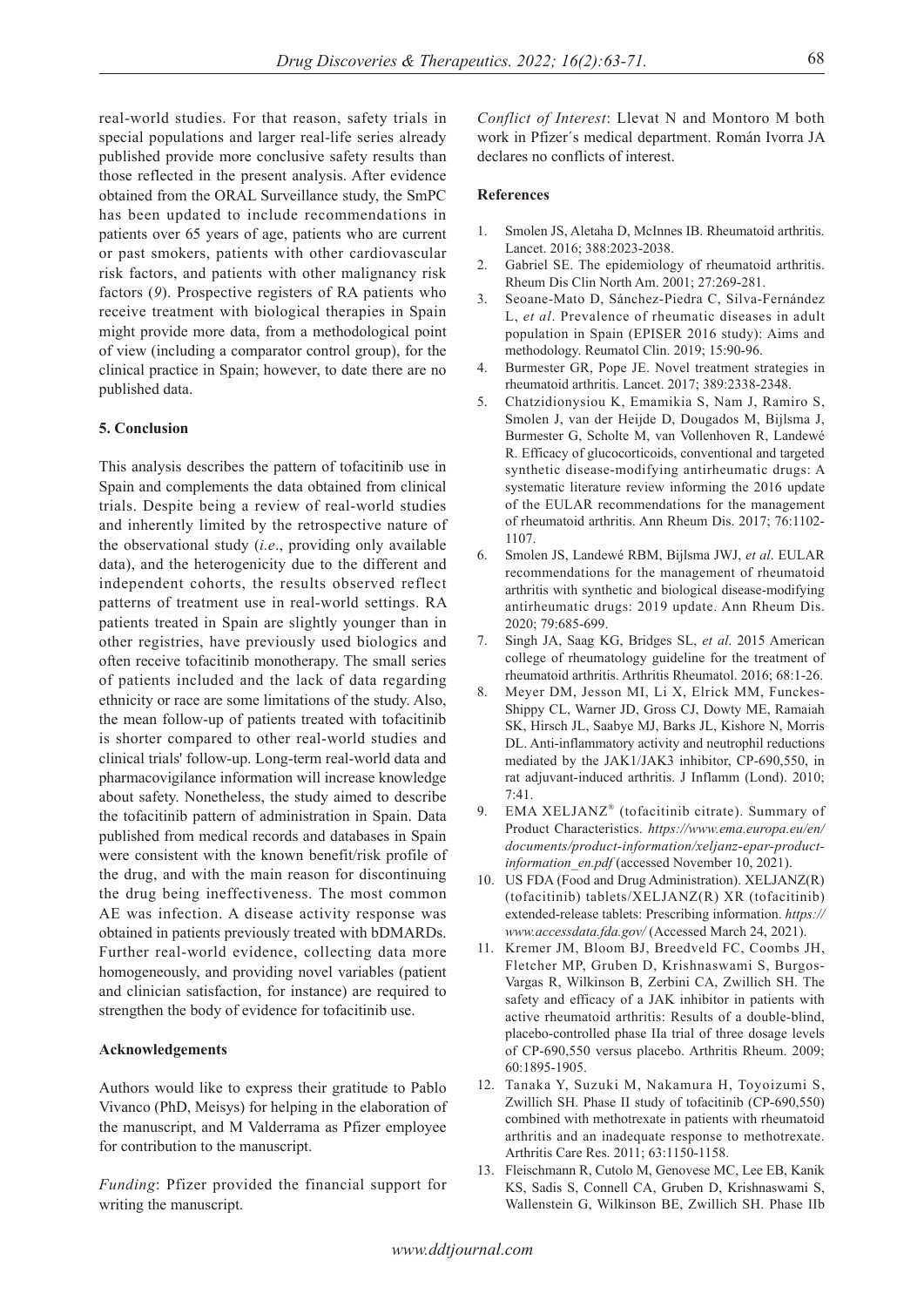real-world studies. For that reason, safety trials in special populations and larger real-life series already published provide more conclusive safety results than those reflected in the present analysis. After evidence obtained from the ORAL Surveillance study, the SmPC has been updated to include recommendations in patients over 65 years of age, patients who are current or past smokers, patients with other cardiovascular risk factors, and patients with other malignancy risk factors (*9*). Prospective registers of RA patients who receive treatment with biological therapies in Spain might provide more data, from a methodological point of view (including a comparator control group), for the clinical practice in Spain; however, to date there are no published data.

## 5. Conclusion

This analysis describes the pattern of tofacitinib use in Spain and complements the data obtained from clinical trials. Despite being a review of real-world studies and inherently limited by the retrospective nature of the observational study (*i.e*., providing only available data), and the heterogenicity due to the different and independent cohorts, the results observed reflect patterns of treatment use in real-world settings. RA patients treated in Spain are slightly younger than in other registries, have previously used biologics and often receive tofacitinib monotherapy. The small series of patients included and the lack of data regarding ethnicity or race are some limitations of the study. Also, the mean follow-up of patients treated with tofacitinib is shorter compared to other real-world studies and clinical trials' follow-up. Long-term real-world data and pharmacovigilance information will increase knowledge about safety. Nonetheless, the study aimed to describe the tofacitinib pattern of administration in Spain. Data published from medical records and databases in Spain were consistent with the known benefit/risk profile of the drug, and with the main reason for discontinuing the drug being ineffectiveness. The most common AE was infection. A disease activity response was obtained in patients previously treated with bDMARDs. Further real-world evidence, collecting data more homogeneously, and providing novel variables (patient and clinician satisfaction, for instance) are required to strengthen the body of evidence for tofacitinib use.

### Acknowledgements

Authors would like to express their gratitude to Pablo Vivanco (PhD, Meisys) for helping in the elaboration of the manuscript, and M Valderrama as Pfizer employee for contribution to the manuscript.

*Funding*: Pfizer provided the financial support for writing the manuscript.

*Conflict of Interest*: Llevat N and Montoro M both work in Pfizer´s medical department. Román Ivorra JA declares no conflicts of interest.

### References

1. Smolen JS, Aletaha D, McInnes IB. Rheumatoid arthritis. Lancet. 2016; 388:2023-2038.
2. Gabriel SE. The epidemiology of rheumatoid arthritis. Rheum Dis Clin North Am. 2001; 27:269-281.
3. Seoane-Mato D, Sánchez-Piedra C, Silva-Fernández L, *et al*. Prevalence of rheumatic diseases in adult population in Spain (EPISER 2016 study): Aims and methodology. Reumatol Clin. 2019; 15:90-96.
4. Burmester GR, Pope JE. Novel treatment strategies in rheumatoid arthritis. Lancet. 2017; 389:2338-2348.
5. Chatzidionysiou K, Emamikia S, Nam J, Ramiro S, Smolen J, van der Heijde D, Dougados M, Bijlsma J, Burmester G, Scholte M, van Vollenhoven R, Landewé R. Efficacy of glucocorticoids, conventional and targeted synthetic disease-modifying antirheumatic drugs: A systematic literature review informing the 2016 update of the EULAR recommendations for the management of rheumatoid arthritis. Ann Rheum Dis. 2017; 76:1102-1107.
6. Smolen JS, Landewé RBM, Bijlsma JWJ, *et al*. EULAR recommendations for the management of rheumatoid arthritis with synthetic and biological disease-modifying antirheumatic drugs: 2019 update. Ann Rheum Dis. 2020; 79:685-699.
7. Singh JA, Saag KG, Bridges SL, *et al*. 2015 American college of rheumatology guideline for the treatment of rheumatoid arthritis. Arthritis Rheumatol. 2016; 68:1-26.
8. Meyer DM, Jesson MI, Li X, Elrick MM, Funckes-Shippy CL, Warner JD, Gross CJ, Dowty ME, Ramaiah SK, Hirsch JL, Saabye MJ, Barks JL, Kishore N, Morris DL. Anti-inflammatory activity and neutrophil reductions mediated by the JAK1/JAK3 inhibitor, CP-690,550, in rat adjuvant-induced arthritis. J Inflamm (Lond). 2010; 7:41.
9. EMA XELJANZ® (tofacitinib citrate). Summary of Product Characteristics. *https://www.ema.europa.eu/en/documents/product-information/xeljanz-epar-product-information_en.pdf* (accessed November 10, 2021).
10. US FDA (Food and Drug Administration). XELJANZ(R) (tofacitinib) tablets/XELJANZ(R) XR (tofacitinib) extended-release tablets: Prescribing information. *https://www.accessdata.fda.gov/* (Accessed March 24, 2021).
11. Kremer JM, Bloom BJ, Breedveld FC, Coombs JH, Fletcher MP, Gruben D, Krishnaswami S, Burgos-Vargas R, Wilkinson B, Zerbini CA, Zwillich SH. The safety and efficacy of a JAK inhibitor in patients with active rheumatoid arthritis: Results of a double-blind, placebo-controlled phase IIa trial of three dosage levels of CP-690,550 versus placebo. Arthritis Rheum. 2009; 60:1895-1905.
12. Tanaka Y, Suzuki M, Nakamura H, Toyoizumi S, Zwillich SH. Phase II study of tofacitinib (CP-690,550) combined with methotrexate in patients with rheumatoid arthritis and an inadequate response to methotrexate. Arthritis Care Res. 2011; 63:1150-1158.
13. Fleischmann R, Cutolo M, Genovese MC, Lee EB, Kanik KS, Sadis S, Connell CA, Gruben D, Krishnaswami S, Wallenstein G, Wilkinson BE, Zwillich SH. Phase IIb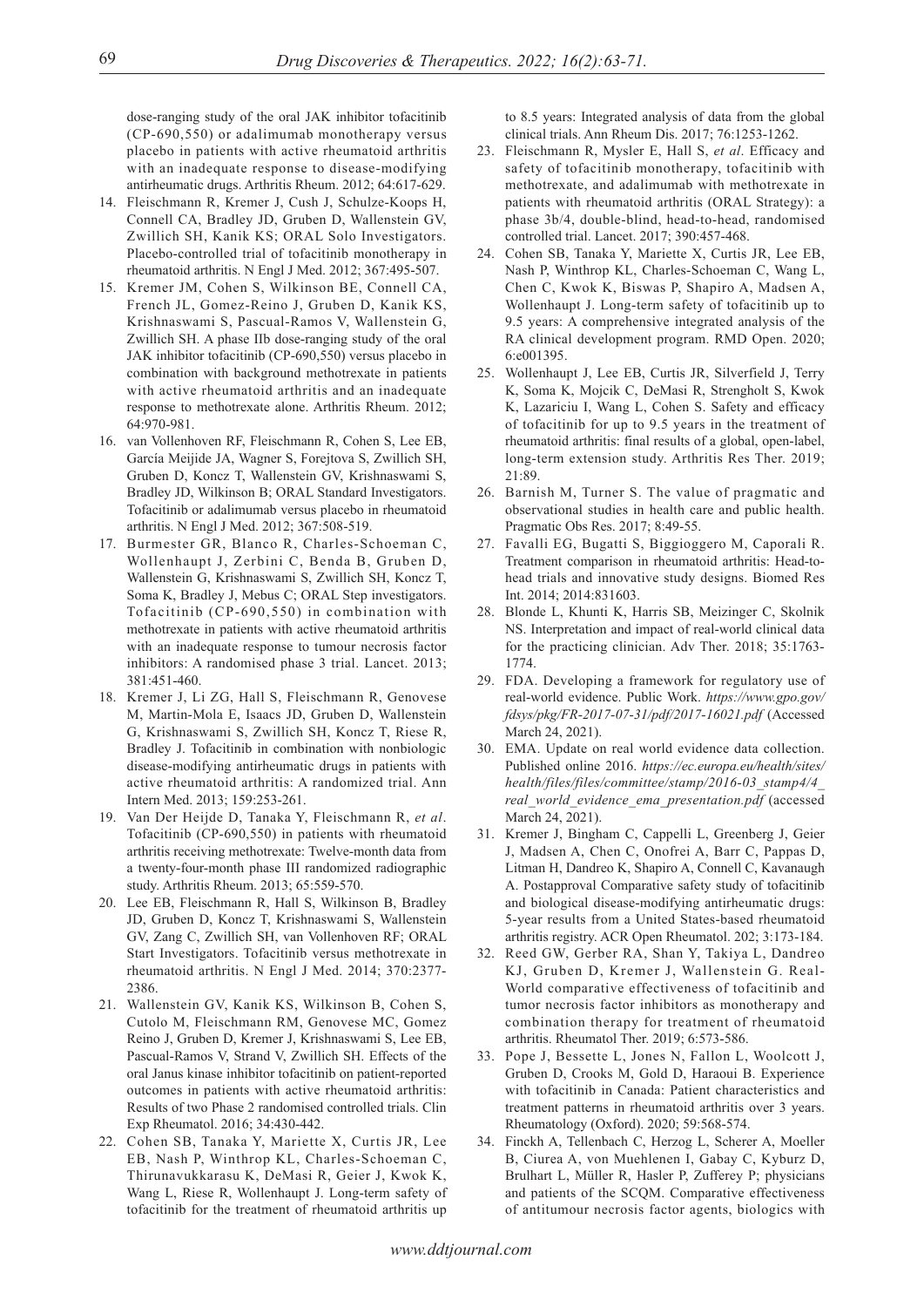dose-ranging study of the oral JAK inhibitor tofacitinib (CP-690,550) or adalimumab monotherapy versus placebo in patients with active rheumatoid arthritis with an inadequate response to disease-modifying antirheumatic drugs. Arthritis Rheum. 2012; 64:617-629.

14. Fleischmann R, Kremer J, Cush J, Schulze-Koops H, Connell CA, Bradley JD, Gruben D, Wallenstein GV, Zwillich SH, Kanik KS; ORAL Solo Investigators. Placebo-controlled trial of tofacitinib monotherapy in rheumatoid arthritis. N Engl J Med. 2012; 367:495-507.
15. Kremer JM, Cohen S, Wilkinson BE, Connell CA, French JL, Gomez-Reino J, Gruben D, Kanik KS, Krishnaswami S, Pascual-Ramos V, Wallenstein G, Zwillich SH. A phase IIb dose-ranging study of the oral JAK inhibitor tofacitinib (CP-690,550) versus placebo in combination with background methotrexate in patients with active rheumatoid arthritis and an inadequate response to methotrexate alone. Arthritis Rheum. 2012; 64:970-981.
16. van Vollenhoven RF, Fleischmann R, Cohen S, Lee EB, García Meijide JA, Wagner S, Forejtova S, Zwillich SH, Gruben D, Koncz T, Wallenstein GV, Krishnaswami S, Bradley JD, Wilkinson B; ORAL Standard Investigators. Tofacitinib or adalimumab versus placebo in rheumatoid arthritis. N Engl J Med. 2012; 367:508-519.
17. Burmester GR, Blanco R, Charles-Schoeman C, Wollenhaupt J, Zerbini C, Benda B, Gruben D, Wallenstein G, Krishnaswami S, Zwillich SH, Koncz T, Soma K, Bradley J, Mebus C; ORAL Step investigators. Tofacitinib (CP-690,550) in combination with methotrexate in patients with active rheumatoid arthritis with an inadequate response to tumour necrosis factor inhibitors: A randomised phase 3 trial. Lancet. 2013; 381:451-460.
18. Kremer J, Li ZG, Hall S, Fleischmann R, Genovese M, Martin-Mola E, Isaacs JD, Gruben D, Wallenstein G, Krishnaswami S, Zwillich SH, Koncz T, Riese R, Bradley J. Tofacitinib in combination with nonbiologic disease-modifying antirheumatic drugs in patients with active rheumatoid arthritis: A randomized trial. Ann Intern Med. 2013; 159:253-261.
19. Van Der Heijde D, Tanaka Y, Fleischmann R, *et al*. Tofacitinib (CP-690,550) in patients with rheumatoid arthritis receiving methotrexate: Twelve-month data from a twenty-four-month phase III randomized radiographic study. Arthritis Rheum. 2013; 65:559-570.
20. Lee EB, Fleischmann R, Hall S, Wilkinson B, Bradley JD, Gruben D, Koncz T, Krishnaswami S, Wallenstein GV, Zang C, Zwillich SH, van Vollenhoven RF; ORAL Start Investigators. Tofacitinib versus methotrexate in rheumatoid arthritis. N Engl J Med. 2014; 370:2377-2386.
21. Wallenstein GV, Kanik KS, Wilkinson B, Cohen S, Cutolo M, Fleischmann RM, Genovese MC, Gomez Reino J, Gruben D, Kremer J, Krishnaswami S, Lee EB, Pascual-Ramos V, Strand V, Zwillich SH. Effects of the oral Janus kinase inhibitor tofacitinib on patient-reported outcomes in patients with active rheumatoid arthritis: Results of two Phase 2 randomised controlled trials. Clin Exp Rheumatol. 2016; 34:430-442.
22. Cohen SB, Tanaka Y, Mariette X, Curtis JR, Lee EB, Nash P, Winthrop KL, Charles-Schoeman C, Thirunavukkarasu K, DeMasi R, Geier J, Kwok K, Wang L, Riese R, Wollenhaupt J. Long-term safety of tofacitinib for the treatment of rheumatoid arthritis up to 8.5 years: Integrated analysis of data from the global clinical trials. Ann Rheum Dis. 2017; 76:1253-1262.
23. Fleischmann R, Mysler E, Hall S, *et al*. Efficacy and safety of tofacitinib monotherapy, tofacitinib with methotrexate, and adalimumab with methotrexate in patients with rheumatoid arthritis (ORAL Strategy): a phase 3b/4, double-blind, head-to-head, randomised controlled trial. Lancet. 2017; 390:457-468.
24. Cohen SB, Tanaka Y, Mariette X, Curtis JR, Lee EB, Nash P, Winthrop KL, Charles-Schoeman C, Wang L, Chen C, Kwok K, Biswas P, Shapiro A, Madsen A, Wollenhaupt J. Long-term safety of tofacitinib up to 9.5 years: A comprehensive integrated analysis of the RA clinical development program. RMD Open. 2020; 6:e001395.
25. Wollenhaupt J, Lee EB, Curtis JR, Silverfield J, Terry K, Soma K, Mojcik C, DeMasi R, Strengholt S, Kwok K, Lazariciu I, Wang L, Cohen S. Safety and efficacy of tofacitinib for up to 9.5 years in the treatment of rheumatoid arthritis: final results of a global, open-label, long-term extension study. Arthritis Res Ther. 2019; 21:89.
26. Barnish M, Turner S. The value of pragmatic and observational studies in health care and public health. Pragmatic Obs Res. 2017; 8:49-55.
27. Favalli EG, Bugatti S, Biggioggero M, Caporali R. Treatment comparison in rheumatoid arthritis: Head-to-head trials and innovative study designs. Biomed Res Int. 2014; 2014:831603.
28. Blonde L, Khunti K, Harris SB, Meizinger C, Skolnik NS. Interpretation and impact of real-world clinical data for the practicing clinician. Adv Ther. 2018; 35:1763-1774.
29. FDA. Developing a framework for regulatory use of real-world evidence. Public Work. *https://www.gpo.gov/fdsys/pkg/FR-2017-07-31/pdf/2017-16021.pdf* (Accessed March 24, 2021).
30. EMA. Update on real world evidence data collection. Published online 2016. *https://ec.europa.eu/health/sites/health/files/files/committee/stamp/2016-03_stamp4/4_real_world_evidence_ema_presentation.pdf* (accessed March 24, 2021).
31. Kremer J, Bingham C, Cappelli L, Greenberg J, Geier J, Madsen A, Chen C, Onofrei A, Barr C, Pappas D, Litman H, Dandreo K, Shapiro A, Connell C, Kavanaugh A. Postapproval Comparative safety study of tofacitinib and biological disease-modifying antirheumatic drugs: 5-year results from a United States-based rheumatoid arthritis registry. ACR Open Rheumatol. 202; 3:173-184.
32. Reed GW, Gerber RA, Shan Y, Takiya L, Dandreo KJ, Gruben D, Kremer J, Wallenstein G. Real-World comparative effectiveness of tofacitinib and tumor necrosis factor inhibitors as monotherapy and combination therapy for treatment of rheumatoid arthritis. Rheumatol Ther. 2019; 6:573-586.
33. Pope J, Bessette L, Jones N, Fallon L, Woolcott J, Gruben D, Crooks M, Gold D, Haraoui B. Experience with tofacitinib in Canada: Patient characteristics and treatment patterns in rheumatoid arthritis over 3 years. Rheumatology (Oxford). 2020; 59:568-574.
34. Finckh A, Tellenbach C, Herzog L, Scherer A, Moeller B, Ciurea A, von Muehlenen I, Gabay C, Kyburz D, Brulhart L, Müller R, Hasler P, Zufferey P; physicians and patients of the SCQM. Comparative effectiveness of antitumour necrosis factor agents, biologics with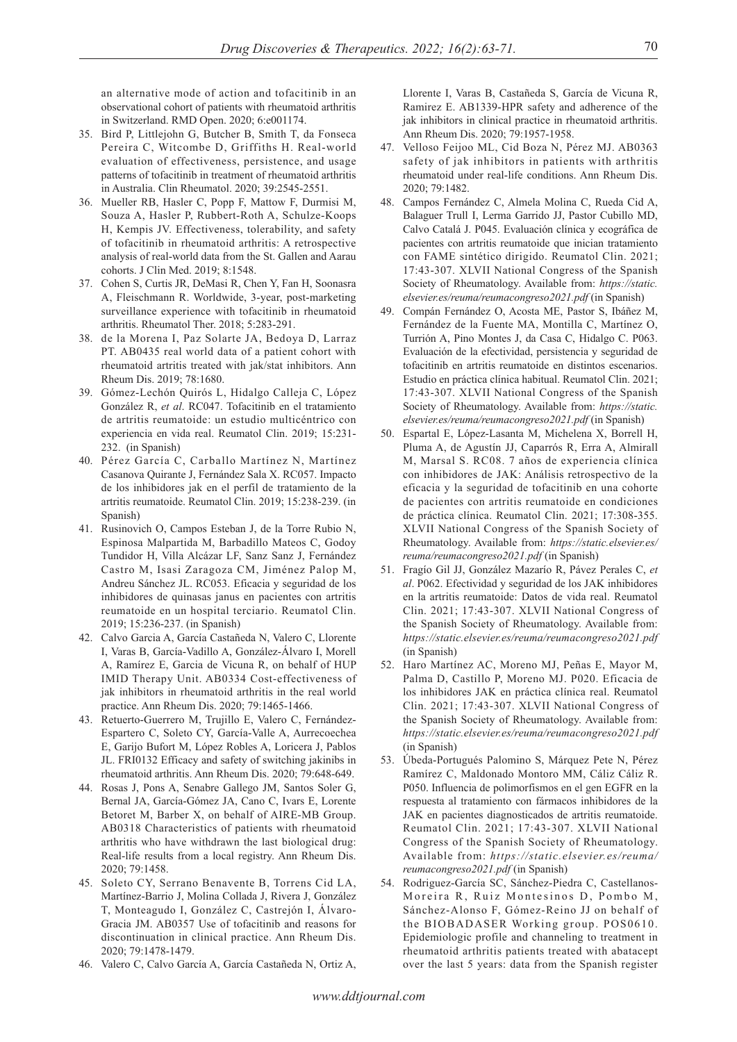an alternative mode of action and tofacitinib in an observational cohort of patients with rheumatoid arthritis in Switzerland. RMD Open. 2020; 6:e001174.

35. Bird P, Littlejohn G, Butcher B, Smith T, da Fonseca Pereira C, Witcombe D, Griffiths H. Real-world evaluation of effectiveness, persistence, and usage patterns of tofacitinib in treatment of rheumatoid arthritis in Australia. Clin Rheumatol. 2020; 39:2545-2551.
36. Mueller RB, Hasler C, Popp F, Mattow F, Durmisi M, Souza A, Hasler P, Rubbert-Roth A, Schulze-Koops H, Kempis JV. Effectiveness, tolerability, and safety of tofacitinib in rheumatoid arthritis: A retrospective analysis of real-world data from the St. Gallen and Aarau cohorts. J Clin Med. 2019; 8:1548.
37. Cohen S, Curtis JR, DeMasi R, Chen Y, Fan H, Soonasra A, Fleischmann R. Worldwide, 3-year, post-marketing surveillance experience with tofacitinib in rheumatoid arthritis. Rheumatol Ther. 2018; 5:283-291.
38. de la Morena I, Paz Solarte JA, Bedoya D, Larraz PT. AB0435 real world data of a patient cohort with rheumatoid artritis treated with jak/stat inhibitors. Ann Rheum Dis. 2019; 78:1680.
39. Gómez-Lechón Quirós L, Hidalgo Calleja C, López González R, *et al*. RC047. Tofacitinib en el tratamiento de artritis reumatoide: un estudio multicéntrico con experiencia en vida real. Reumatol Clin. 2019; 15:231-232. (in Spanish)
40. Pérez García C, Carballo Martínez N, Martínez Casanova Quirante J, Fernández Sala X. RC057. Impacto de los inhibidores jak en el perfil de tratamiento de la artritis reumatoide. Reumatol Clin. 2019; 15:238-239. (in Spanish)
41. Rusinovich O, Campos Esteban J, de la Torre Rubio N, Espinosa Malpartida M, Barbadillo Mateos C, Godoy Tundidor H, Villa Alcázar LF, Sanz Sanz J, Fernández Castro M, Isasi Zaragoza CM, Jiménez Palop M, Andreu Sánchez JL. RC053. Eficacia y seguridad de los inhibidores de quinasas janus en pacientes con artritis reumatoide en un hospital terciario. Reumatol Clin. 2019; 15:236-237. (in Spanish)
42. Calvo Garcia A, García Castañeda N, Valero C, Llorente I, Varas B, García-Vadillo A, González-Álvaro I, Morell A, Ramírez E, Garcia de Vicuna R, on behalf of HUP IMID Therapy Unit. AB0334 Cost-effectiveness of jak inhibitors in rheumatoid arthritis in the real world practice. Ann Rheum Dis. 2020; 79:1465-1466.
43. Retuerto-Guerrero M, Trujillo E, Valero C, Fernández-Espartero C, Soleto CY, García-Valle A, Aurrecoechea E, Garijo Bufort M, López Robles A, Loricera J, Pablos JL. FRI0132 Efficacy and safety of switching jakinibs in rheumatoid arthritis. Ann Rheum Dis. 2020; 79:648-649.
44. Rosas J, Pons A, Senabre Gallego JM, Santos Soler G, Bernal JA, García-Gómez JA, Cano C, Ivars E, Lorente Betoret M, Barber X, on behalf of AIRE-MB Group. AB0318 Characteristics of patients with rheumatoid arthritis who have withdrawn the last biological drug: Real-life results from a local registry. Ann Rheum Dis. 2020; 79:1458.
45. Soleto CY, Serrano Benavente B, Torrens Cid LA, Martínez-Barrio J, Molina Collada J, Rivera J, González T, Monteagudo I, González C, Castrejón I, Álvaro-Gracia JM. AB0357 Use of tofacitinib and reasons for discontinuation in clinical practice. Ann Rheum Dis. 2020; 79:1478-1479.
46. Valero C, Calvo García A, García Castañeda N, Ortiz A, Llorente I, Varas B, Castañeda S, García de Vicuna R, Ramirez E. AB1339-HPR safety and adherence of the jak inhibitors in clinical practice in rheumatoid arthritis. Ann Rheum Dis. 2020; 79:1957-1958.
47. Velloso Feijoo ML, Cid Boza N, Pérez MJ. AB0363 safety of jak inhibitors in patients with arthritis rheumatoid under real-life conditions. Ann Rheum Dis. 2020; 79:1482.
48. Campos Fernández C, Almela Molina C, Rueda Cid A, Balaguer Trull I, Lerma Garrido JJ, Pastor Cubillo MD, Calvo Catalá J. P045. Evaluación clínica y ecográfica de pacientes con artritis reumatoide que inician tratamiento con FAME sintético dirigido. Reumatol Clin. 2021; 17:43-307. XLVII National Congress of the Spanish Society of Rheumatology. Available from: *https://static.elsevier.es/reuma/reumacongreso2021.pdf* (in Spanish)
49. Compán Fernández O, Acosta ME, Pastor S, Ibáñez M, Fernández de la Fuente MA, Montilla C, Martínez O, Turrión A, Pino Montes J, da Casa C, Hidalgo C. P063. Evaluación de la efectividad, persistencia y seguridad de tofacitinib en artritis reumatoide en distintos escenarios. Estudio en práctica clínica habitual. Reumatol Clin. 2021; 17:43-307. XLVII National Congress of the Spanish Society of Rheumatology. Available from: *https://static.elsevier.es/reuma/reumacongreso2021.pdf* (in Spanish)
50. Espartal E, López-Lasanta M, Michelena X, Borrell H, Pluma A, de Agustín JJ, Caparrós N, Erra A, Almirall M, Marsal S. RC08. 7 años de experiencia clínica con inhibidores de JAK: Análisis retrospectivo de la eficacia y la seguridad de tofacitinib en una cohorte de pacientes con artritis reumatoide en condiciones de práctica clínica. Reumatol Clin. 2021; 17:308-355. XLVII National Congress of the Spanish Society of Rheumatology. Available from: *https://static.elsevier.es/reuma/reumacongreso2021.pdf* (in Spanish)
51. Fragío Gil JJ, González Mazarío R, Pávez Perales C, *et al*. P062. Efectividad y seguridad de los JAK inhibidores en la artritis reumatoide: Datos de vida real. Reumatol Clin. 2021; 17:43-307. XLVII National Congress of the Spanish Society of Rheumatology. Available from: *https://static.elsevier.es/reuma/reumacongreso2021.pdf* (in Spanish)
52. Haro Martínez AC, Moreno MJ, Peñas E, Mayor M, Palma D, Castillo P, Moreno MJ. P020. Eficacia de los inhibidores JAK en práctica clínica real. Reumatol Clin. 2021; 17:43-307. XLVII National Congress of the Spanish Society of Rheumatology. Available from: *https://static.elsevier.es/reuma/reumacongreso2021.pdf* (in Spanish)
53. Úbeda-Portugués Palomino S, Márquez Pete N, Pérez Ramírez C, Maldonado Montoro MM, Cáliz Cáliz R. P050. Influencia de polimorfismos en el gen EGFR en la respuesta al tratamiento con fármacos inhibidores de la JAK en pacientes diagnosticados de artritis reumatoide. Reumatol Clin. 2021; 17:43-307. XLVII National Congress of the Spanish Society of Rheumatology. Available from: *https://static.elsevier.es/reuma/reumacongreso2021.pdf* (in Spanish)
54. Rodriguez-García SC, Sánchez-Piedra C, Castellanos-Moreira R, Ruiz Montesinos D, Pombo M, Sánchez-Alonso F, Gómez-Reino JJ on behalf of the BIOBADASER Working group. POS0610. Epidemiologic profile and channeling to treatment in rheumatoid arthritis patients treated with abatacept over the last 5 years: data from the Spanish register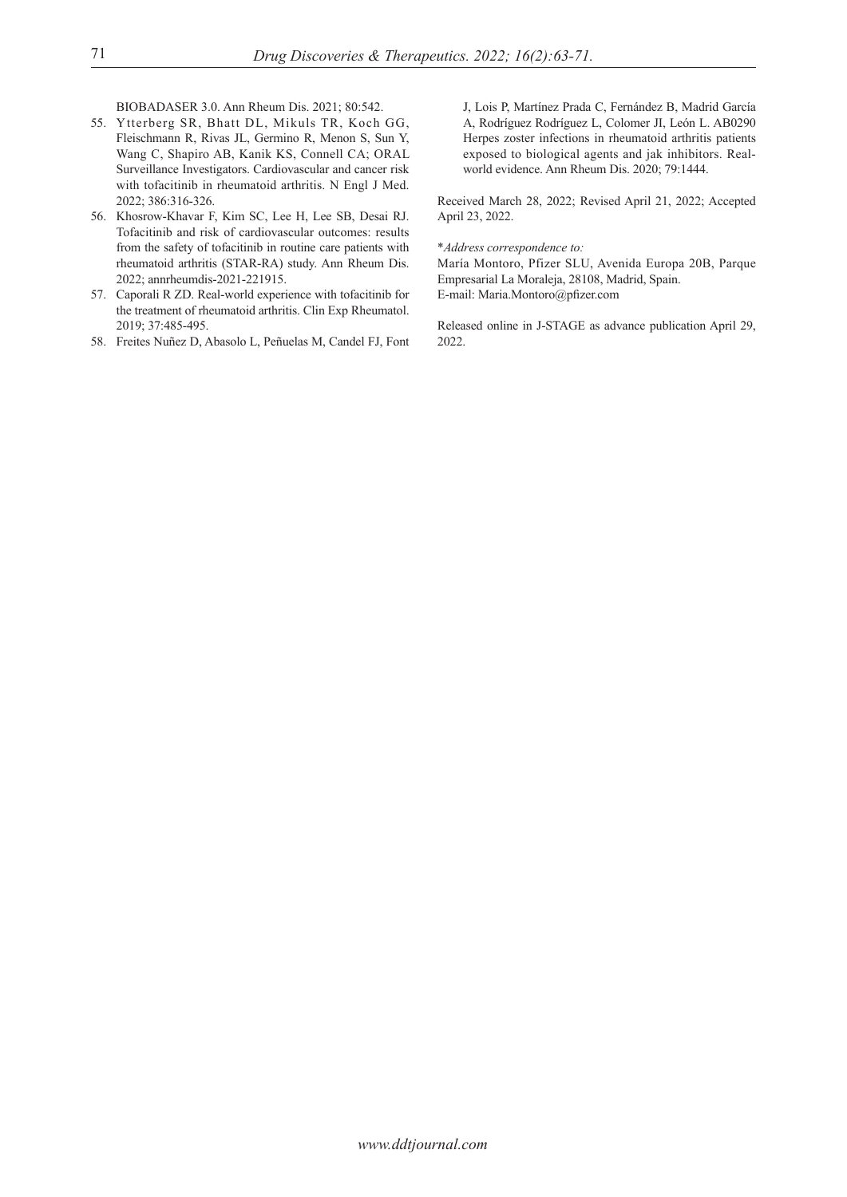BIOBADASER 3.0. Ann Rheum Dis. 2021; 80:542.

55. Ytterberg SR, Bhatt DL, Mikuls TR, Koch GG, Fleischmann R, Rivas JL, Germino R, Menon S, Sun Y, Wang C, Shapiro AB, Kanik KS, Connell CA; ORAL Surveillance Investigators. Cardiovascular and cancer risk with tofacitinib in rheumatoid arthritis. N Engl J Med. 2022; 386:316-326.
56. Khosrow-Khavar F, Kim SC, Lee H, Lee SB, Desai RJ. Tofacitinib and risk of cardiovascular outcomes: results from the safety of tofacitinib in routine care patients with rheumatoid arthritis (STAR-RA) study. Ann Rheum Dis. 2022; annrheumdis-2021-221915.
57. Caporali R ZD. Real-world experience with tofacitinib for the treatment of rheumatoid arthritis. Clin Exp Rheumatol. 2019; 37:485-495.
58. Freites Nuñez D, Abasolo L, Peñuelas M, Candel FJ, Font J, Lois P, Martínez Prada C, Fernández B, Madrid García A, Rodríguez Rodríguez L, Colomer JI, León L. AB0290 Herpes zoster infections in rheumatoid arthritis patients exposed to biological agents and jak inhibitors. Real-world evidence. Ann Rheum Dis. 2020; 79:1444.

Received March 28, 2022; Revised April 21, 2022; Accepted April 23, 2022.

\**Address correspondence to:*
María Montoro, Pfizer SLU, Avenida Europa 20B, Parque Empresarial La Moraleja, 28108, Madrid, Spain.
E-mail: Maria.Montoro@pfizer.com

Released online in J-STAGE as advance publication April 29, 2022.